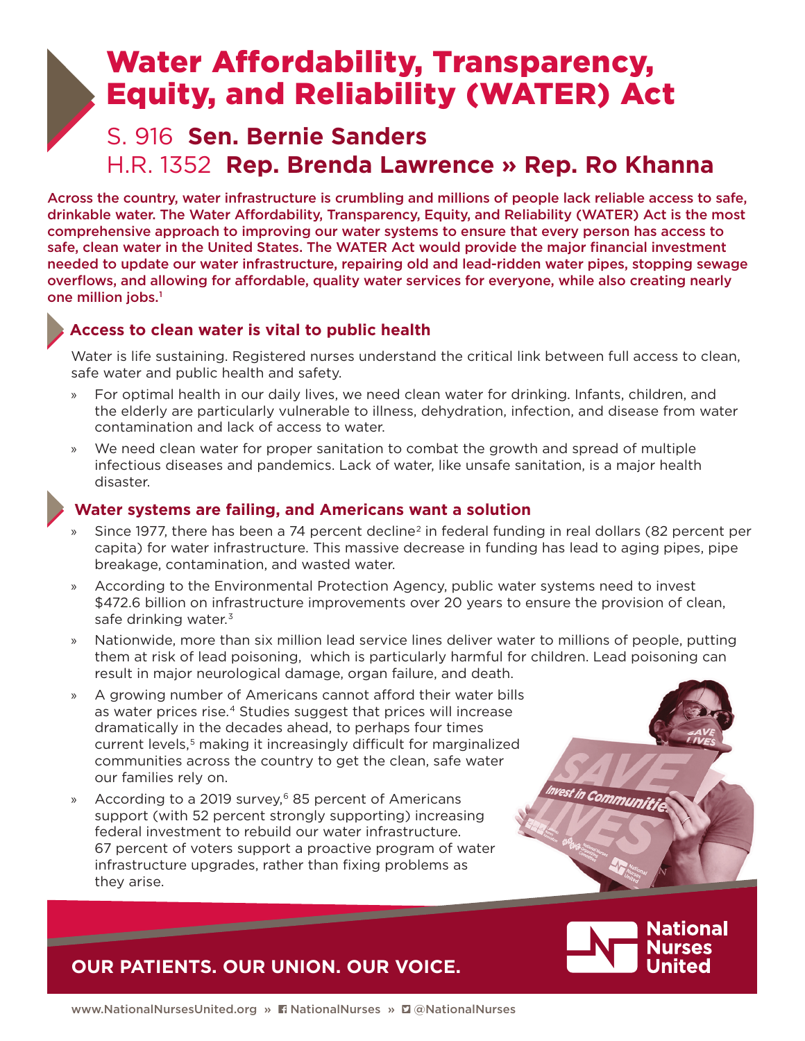# Water Affordability, Transparency, Equity, and Reliability (WATER) Act

## S. 916 **Sen. Bernie Sanders**
## H.R. 1352 **Rep. Brenda Lawrence » Rep. Ro Khanna**

**Across the country, water infrastructure is crumbling and millions of people lack reliable access to safe, drinkable water. The Water Affordability, Transparency, Equity, and Reliability (WATER) Act is the most comprehensive approach to improving our water systems to ensure that every person has access to safe, clean water in the United States. The WATER Act would provide the major financial investment needed to update our water infrastructure, repairing old and lead-ridden water pipes, stopping sewage overflows, and allowing for affordable, quality water services for everyone, while also creating nearly one million jobs.[1]**

### Access to clean water is vital to public health

Water is life sustaining. Registered nurses understand the critical link between full access to clean, safe water and public health and safety.

- For optimal health in our daily lives, we need clean water for drinking. Infants, children, and the elderly are particularly vulnerable to illness, dehydration, infection, and disease from water contamination and lack of access to water.
- We need clean water for proper sanitation to combat the growth and spread of multiple infectious diseases and pandemics. Lack of water, like unsafe sanitation, is a major health disaster.

### Water systems are failing, and Americans want a solution

- Since 1977, there has been a 74 percent decline[2] in federal funding in real dollars (82 percent per capita) for water infrastructure. This massive decrease in funding has lead to aging pipes, pipe breakage, contamination, and wasted water.
- According to the Environmental Protection Agency, public water systems need to invest $472.6 billion on infrastructure improvements over 20 years to ensure the provision of clean, safe drinking water.[3]
- Nationwide, more than six million lead service lines deliver water to millions of people, putting them at risk of lead poisoning, which is particularly harmful for children. Lead poisoning can result in major neurological damage, organ failure, and death.
- A growing number of Americans cannot afford their water bills as water prices rise.[4] Studies suggest that prices will increase dramatically in the decades ahead, to perhaps four times current levels,[5] making it increasingly difficult for marginalized communities across the country to get the clean, safe water our families rely on.
- According to a 2019 survey,[6] 85 percent of Americans support (with 52 percent strongly supporting) increasing federal investment to rebuild our water infrastructure. 67 percent of voters support a proactive program of water infrastructure upgrades, rather than fixing problems as they arise.

**OUR PATIENTS. OUR UNION. OUR VOICE.**

National Nurses United

www.NationalNursesUnited.org » NationalNurses » @NationalNurses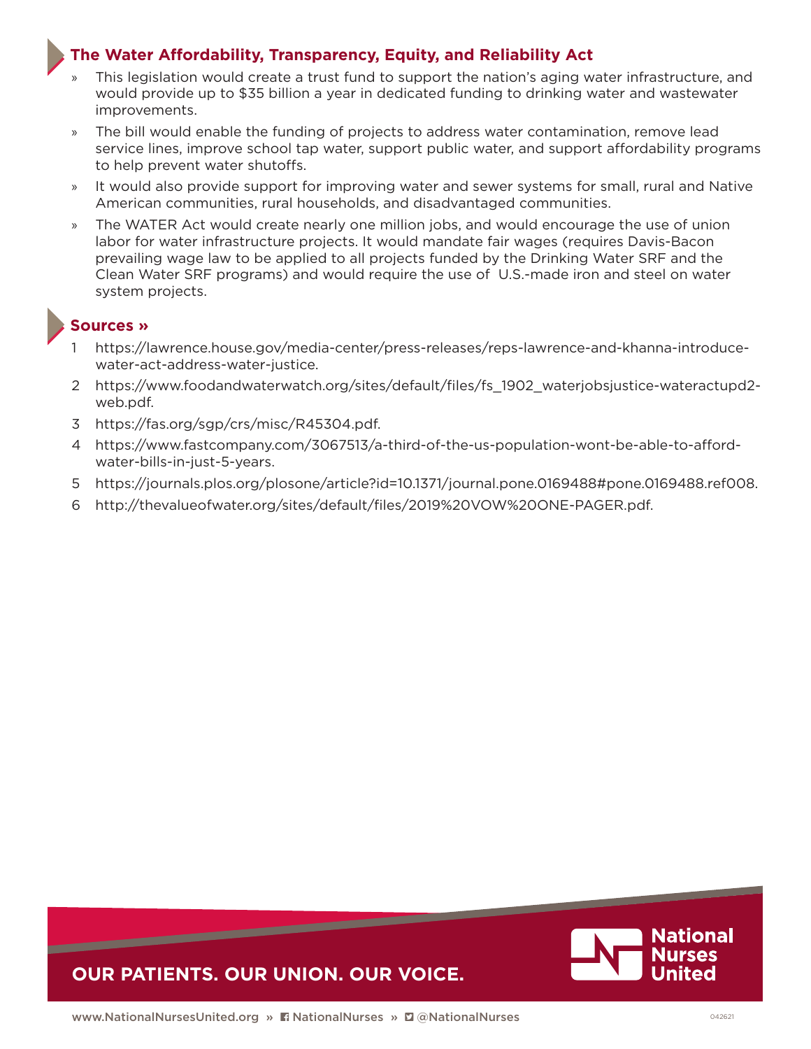## The Water Affordability, Transparency, Equity, and Reliability Act

- This legislation would create a trust fund to support the nation's aging water infrastructure, and would provide up to $35 billion a year in dedicated funding to drinking water and wastewater improvements.
- The bill would enable the funding of projects to address water contamination, remove lead service lines, improve school tap water, support public water, and support affordability programs to help prevent water shutoffs.
- It would also provide support for improving water and sewer systems for small, rural and Native American communities, rural households, and disadvantaged communities.
- The WATER Act would create nearly one million jobs, and would encourage the use of union labor for water infrastructure projects. It would mandate fair wages (requires Davis-Bacon prevailing wage law to be applied to all projects funded by the Drinking Water SRF and the Clean Water SRF programs) and would require the use of U.S.-made iron and steel on water system projects.

## Sources »

1. https://lawrence.house.gov/media-center/press-releases/reps-lawrence-and-khanna-introduce-water-act-address-water-justice.
2. https://www.foodandwaterwatch.org/sites/default/files/fs_1902_waterjobsjustice-wateractupd2-web.pdf.
3. https://fas.org/sgp/crs/misc/R45304.pdf.
4. https://www.fastcompany.com/3067513/a-third-of-the-us-population-wont-be-able-to-afford-water-bills-in-just-5-years.
5. https://journals.plos.org/plosone/article?id=10.1371/journal.pone.0169488#pone.0169488.ref008.
6. http://thevalueofwater.org/sites/default/files/2019%20VOW%20ONE-PAGER.pdf.

OUR PATIENTS. OUR UNION. OUR VOICE.

National Nurses United

www.NationalNursesUnited.org » NationalNurses » @NationalNurses

042621